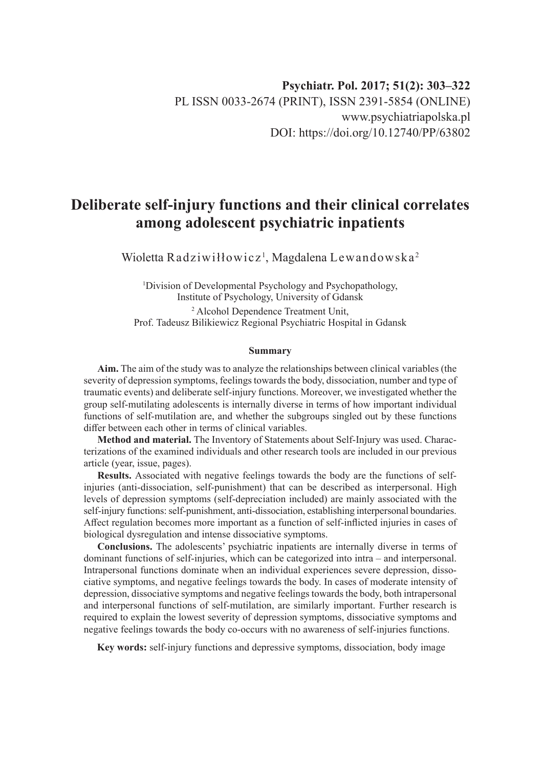Psychiatr. Pol. 2017; 51(2): 303–322
PL ISSN 0033-2674 (PRINT), ISSN 2391-5854 (ONLINE)
www.psychiatriapolska.pl
DOI: https://doi.org/10.12740/PP/63802

# Deliberate self-injury functions and their clinical correlates among adolescent psychiatric inpatients

Wioletta Radziwiłłowicz[1], Magdalena Lewandowska[2]

[1]Division of Developmental Psychology and Psychopathology, Institute of Psychology, University of Gdansk

[2] Alcohol Dependence Treatment Unit, Prof. Tadeusz Bilikiewicz Regional Psychiatric Hospital in Gdansk

### Summary

**Aim.** The aim of the study was to analyze the relationships between clinical variables (the severity of depression symptoms, feelings towards the body, dissociation, number and type of traumatic events) and deliberate self-injury functions. Moreover, we investigated whether the group self-mutilating adolescents is internally diverse in terms of how important individual functions of self-mutilation are, and whether the subgroups singled out by these functions differ between each other in terms of clinical variables.

**Method and material.** The Inventory of Statements about Self-Injury was used. Characterizations of the examined individuals and other research tools are included in our previous article (year, issue, pages).

**Results.** Associated with negative feelings towards the body are the functions of self-injuries (anti-dissociation, self-punishment) that can be described as interpersonal. High levels of depression symptoms (self-depreciation included) are mainly associated with the self-injury functions: self-punishment, anti-dissociation, establishing interpersonal boundaries. Affect regulation becomes more important as a function of self-inflicted injuries in cases of biological dysregulation and intense dissociative symptoms.

**Conclusions.** The adolescents' psychiatric inpatients are internally diverse in terms of dominant functions of self-injuries, which can be categorized into intra – and interpersonal. Intrapersonal functions dominate when an individual experiences severe depression, dissociative symptoms, and negative feelings towards the body. In cases of moderate intensity of depression, dissociative symptoms and negative feelings towards the body, both intrapersonal and interpersonal functions of self-mutilation, are similarly important. Further research is required to explain the lowest severity of depression symptoms, dissociative symptoms and negative feelings towards the body co-occurs with no awareness of self-injuries functions.

**Key words:** self-injury functions and depressive symptoms, dissociation, body image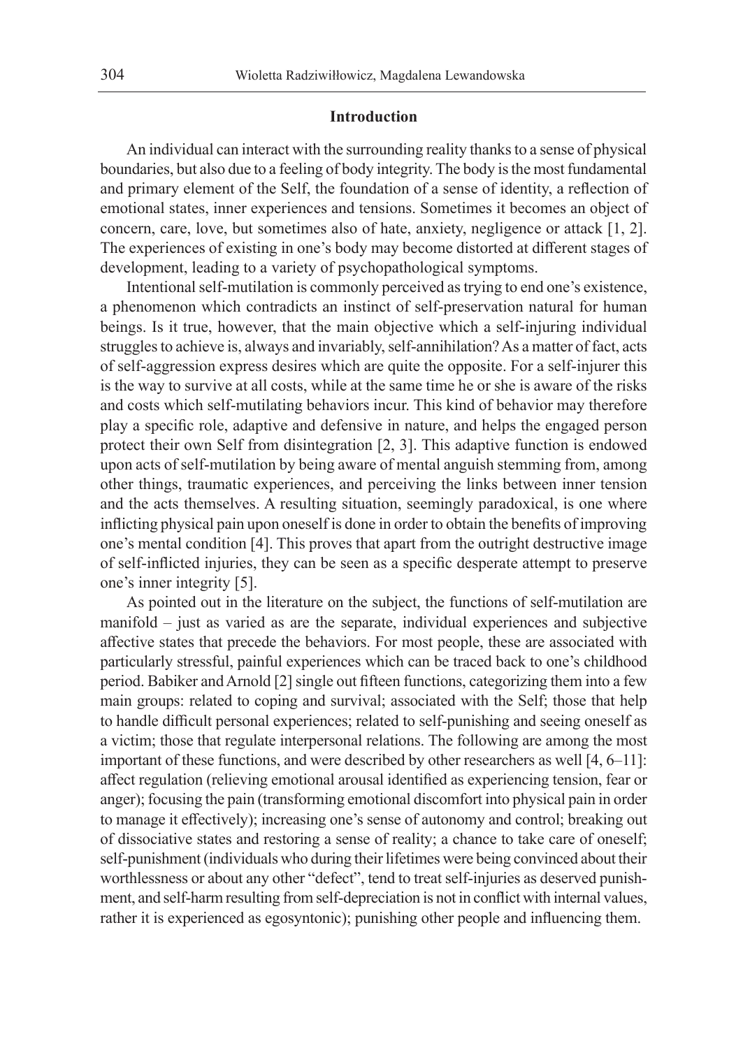## Introduction

An individual can interact with the surrounding reality thanks to a sense of physical boundaries, but also due to a feeling of body integrity. The body is the most fundamental and primary element of the Self, the foundation of a sense of identity, a reflection of emotional states, inner experiences and tensions. Sometimes it becomes an object of concern, care, love, but sometimes also of hate, anxiety, negligence or attack [1, 2]. The experiences of existing in one's body may become distorted at different stages of development, leading to a variety of psychopathological symptoms.

Intentional self-mutilation is commonly perceived as trying to end one's existence, a phenomenon which contradicts an instinct of self-preservation natural for human beings. Is it true, however, that the main objective which a self-injuring individual struggles to achieve is, always and invariably, self-annihilation? As a matter of fact, acts of self-aggression express desires which are quite the opposite. For a self-injurer this is the way to survive at all costs, while at the same time he or she is aware of the risks and costs which self-mutilating behaviors incur. This kind of behavior may therefore play a specific role, adaptive and defensive in nature, and helps the engaged person protect their own Self from disintegration [2, 3]. This adaptive function is endowed upon acts of self-mutilation by being aware of mental anguish stemming from, among other things, traumatic experiences, and perceiving the links between inner tension and the acts themselves. A resulting situation, seemingly paradoxical, is one where inflicting physical pain upon oneself is done in order to obtain the benefits of improving one's mental condition [4]. This proves that apart from the outright destructive image of self-inflicted injuries, they can be seen as a specific desperate attempt to preserve one's inner integrity [5].

As pointed out in the literature on the subject, the functions of self-mutilation are manifold – just as varied as are the separate, individual experiences and subjective affective states that precede the behaviors. For most people, these are associated with particularly stressful, painful experiences which can be traced back to one's childhood period. Babiker and Arnold [2] single out fifteen functions, categorizing them into a few main groups: related to coping and survival; associated with the Self; those that help to handle difficult personal experiences; related to self-punishing and seeing oneself as a victim; those that regulate interpersonal relations. The following are among the most important of these functions, and were described by other researchers as well [4, 6–11]: affect regulation (relieving emotional arousal identified as experiencing tension, fear or anger); focusing the pain (transforming emotional discomfort into physical pain in order to manage it effectively); increasing one's sense of autonomy and control; breaking out of dissociative states and restoring a sense of reality; a chance to take care of oneself; self-punishment (individuals who during their lifetimes were being convinced about their worthlessness or about any other "defect", tend to treat self-injuries as deserved punishment, and self-harm resulting from self-depreciation is not in conflict with internal values, rather it is experienced as egosyntonic); punishing other people and influencing them.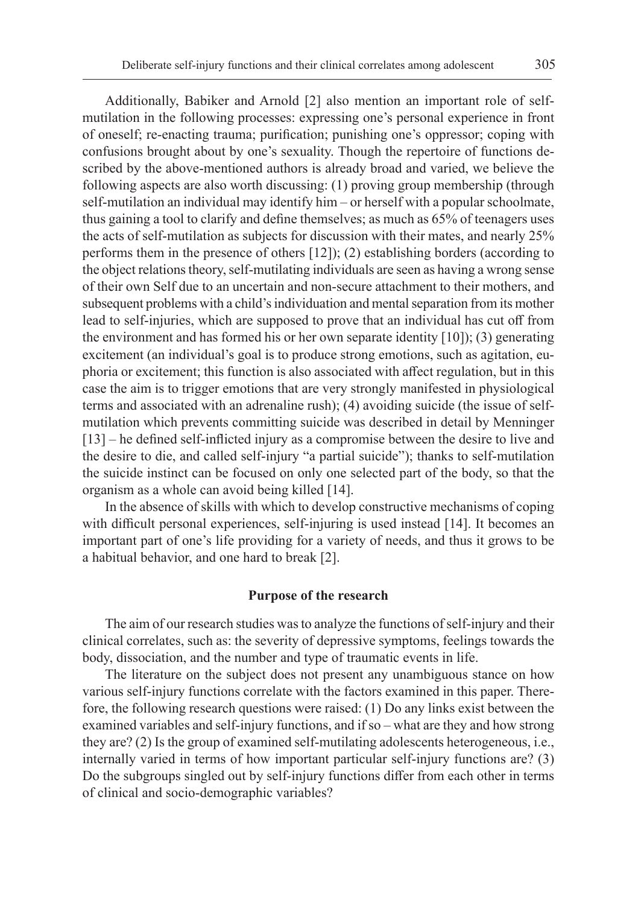Additionally, Babiker and Arnold [2] also mention an important role of self-mutilation in the following processes: expressing one's personal experience in front of oneself; re-enacting trauma; purification; punishing one's oppressor; coping with confusions brought about by one's sexuality. Though the repertoire of functions described by the above-mentioned authors is already broad and varied, we believe the following aspects are also worth discussing: (1) proving group membership (through self-mutilation an individual may identify him – or herself with a popular schoolmate, thus gaining a tool to clarify and define themselves; as much as 65% of teenagers uses the acts of self-mutilation as subjects for discussion with their mates, and nearly 25% performs them in the presence of others [12]); (2) establishing borders (according to the object relations theory, self-mutilating individuals are seen as having a wrong sense of their own Self due to an uncertain and non-secure attachment to their mothers, and subsequent problems with a child's individuation and mental separation from its mother lead to self-injuries, which are supposed to prove that an individual has cut off from the environment and has formed his or her own separate identity [10]); (3) generating excitement (an individual's goal is to produce strong emotions, such as agitation, euphoria or excitement; this function is also associated with affect regulation, but in this case the aim is to trigger emotions that are very strongly manifested in physiological terms and associated with an adrenaline rush); (4) avoiding suicide (the issue of self-mutilation which prevents committing suicide was described in detail by Menninger [13] – he defined self-inflicted injury as a compromise between the desire to live and the desire to die, and called self-injury "a partial suicide"); thanks to self-mutilation the suicide instinct can be focused on only one selected part of the body, so that the organism as a whole can avoid being killed [14].

In the absence of skills with which to develop constructive mechanisms of coping with difficult personal experiences, self-injuring is used instead [14]. It becomes an important part of one's life providing for a variety of needs, and thus it grows to be a habitual behavior, and one hard to break [2].

## Purpose of the research

The aim of our research studies was to analyze the functions of self-injury and their clinical correlates, such as: the severity of depressive symptoms, feelings towards the body, dissociation, and the number and type of traumatic events in life.

The literature on the subject does not present any unambiguous stance on how various self-injury functions correlate with the factors examined in this paper. Therefore, the following research questions were raised: (1) Do any links exist between the examined variables and self-injury functions, and if so – what are they and how strong they are? (2) Is the group of examined self-mutilating adolescents heterogeneous, i.e., internally varied in terms of how important particular self-injury functions are? (3) Do the subgroups singled out by self-injury functions differ from each other in terms of clinical and socio-demographic variables?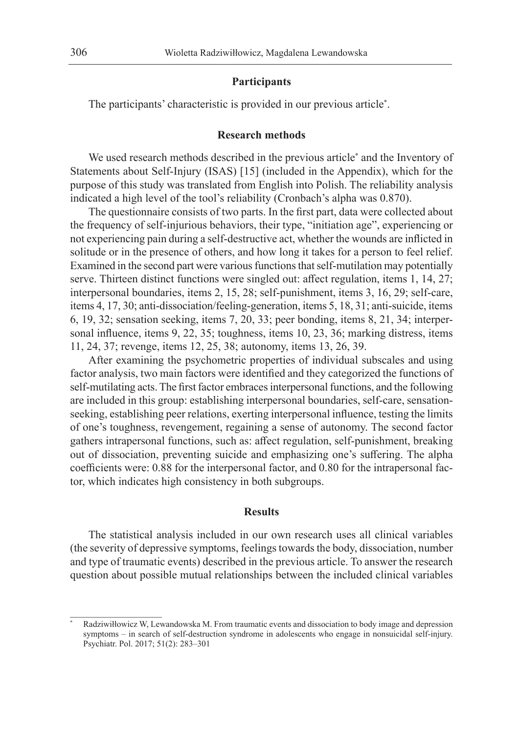## Participants

The participants' characteristic is provided in our previous article*.

## Research methods

We used research methods described in the previous article* and the Inventory of Statements about Self-Injury (ISAS) [15] (included in the Appendix), which for the purpose of this study was translated from English into Polish. The reliability analysis indicated a high level of the tool's reliability (Cronbach's alpha was 0.870).

The questionnaire consists of two parts. In the first part, data were collected about the frequency of self-injurious behaviors, their type, "initiation age", experiencing or not experiencing pain during a self-destructive act, whether the wounds are inflicted in solitude or in the presence of others, and how long it takes for a person to feel relief. Examined in the second part were various functions that self-mutilation may potentially serve. Thirteen distinct functions were singled out: affect regulation, items 1, 14, 27; interpersonal boundaries, items 2, 15, 28; self-punishment, items 3, 16, 29; self-care, items 4, 17, 30; anti-dissociation/feeling-generation, items 5, 18, 31; anti-suicide, items 6, 19, 32; sensation seeking, items 7, 20, 33; peer bonding, items 8, 21, 34; interpersonal influence, items 9, 22, 35; toughness, items 10, 23, 36; marking distress, items 11, 24, 37; revenge, items 12, 25, 38; autonomy, items 13, 26, 39.

After examining the psychometric properties of individual subscales and using factor analysis, two main factors were identified and they categorized the functions of self-mutilating acts. The first factor embraces interpersonal functions, and the following are included in this group: establishing interpersonal boundaries, self-care, sensation-seeking, establishing peer relations, exerting interpersonal influence, testing the limits of one's toughness, revengement, regaining a sense of autonomy. The second factor gathers intrapersonal functions, such as: affect regulation, self-punishment, breaking out of dissociation, preventing suicide and emphasizing one's suffering. The alpha coefficients were: 0.88 for the interpersonal factor, and 0.80 for the intrapersonal factor, which indicates high consistency in both subgroups.

## Results

The statistical analysis included in our own research uses all clinical variables (the severity of depressive symptoms, feelings towards the body, dissociation, number and type of traumatic events) described in the previous article. To answer the research question about possible mutual relationships between the included clinical variables

---

\* Radziwiłłowicz W, Lewandowska M. From traumatic events and dissociation to body image and depression symptoms – in search of self-destruction syndrome in adolescents who engage in nonsuicidal self-injury. Psychiatr. Pol. 2017; 51(2): 283–301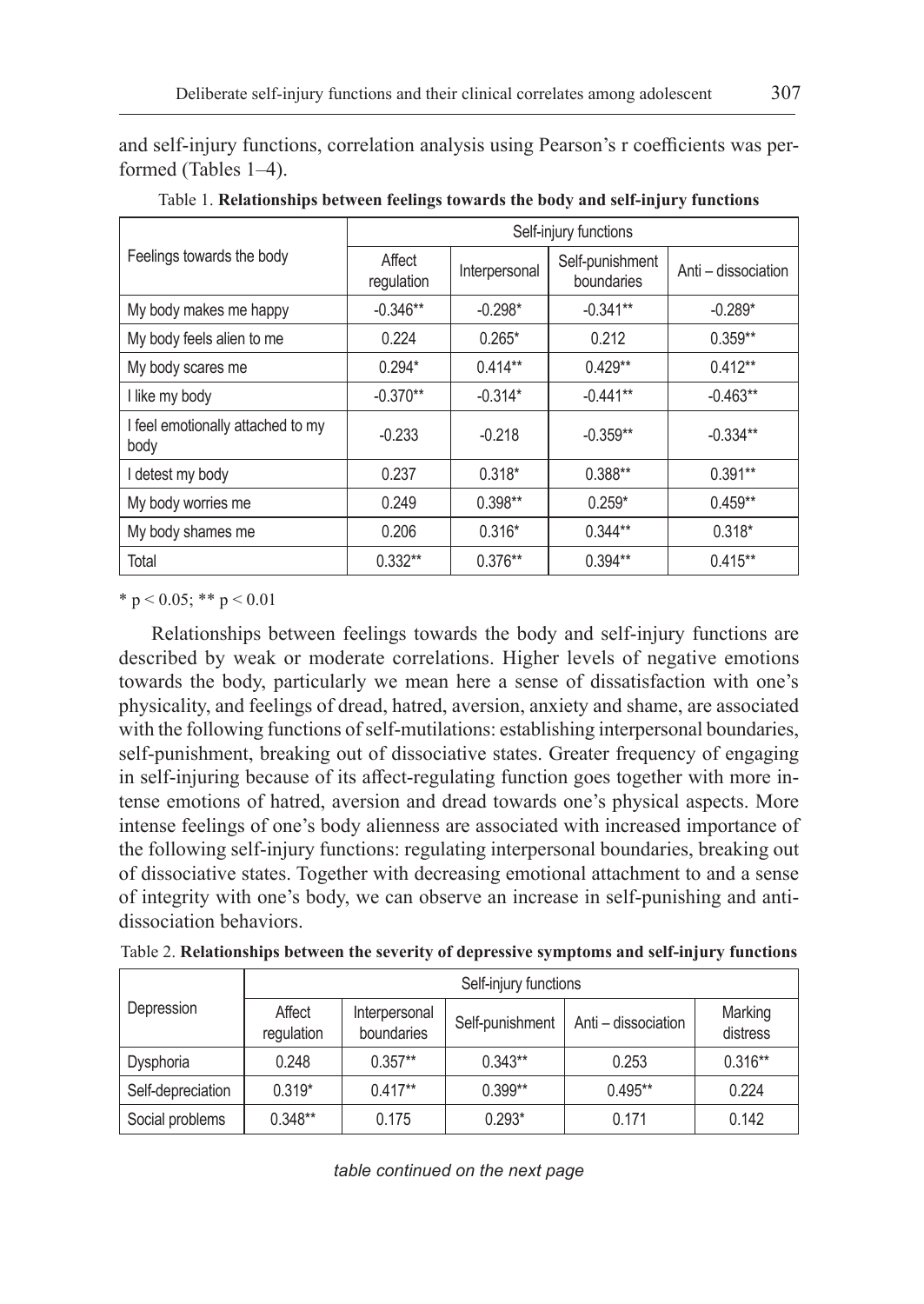and self-injury functions, correlation analysis using Pearson's r coefficients was performed (Tables 1–4).

Table 1. **Relationships between feelings towards the body and self-injury functions**

| Feelings towards the body | Self-injury functions | | | |
|---|---|---|---|---|
| | Affect regulation | Interpersonal | Self-punishment boundaries | Anti – dissociation |
| My body makes me happy | -0.346** | -0.298* | -0.341** | -0.289* |
| My body feels alien to me | 0.224 | 0.265* | 0.212 | 0.359** |
| My body scares me | 0.294* | 0.414** | 0.429** | 0.412** |
| I like my body | -0.370** | -0.314* | -0.441** | -0.463** |
| I feel emotionally attached to my body | -0.233 | -0.218 | -0.359** | -0.334** |
| I detest my body | 0.237 | 0.318* | 0.388** | 0.391** |
| My body worries me | 0.249 | 0.398** | 0.259* | 0.459** |
| My body shames me | 0.206 | 0.316* | 0.344** | 0.318* |
| Total | 0.332** | 0.376** | 0.394** | 0.415** |

* $p < 0.05$; ** $p < 0.01$

Relationships between feelings towards the body and self-injury functions are described by weak or moderate correlations. Higher levels of negative emotions towards the body, particularly we mean here a sense of dissatisfaction with one's physicality, and feelings of dread, hatred, aversion, anxiety and shame, are associated with the following functions of self-mutilations: establishing interpersonal boundaries, self-punishment, breaking out of dissociative states. Greater frequency of engaging in self-injuring because of its affect-regulating function goes together with more intense emotions of hatred, aversion and dread towards one's physical aspects. More intense feelings of one's body alienness are associated with increased importance of the following self-injury functions: regulating interpersonal boundaries, breaking out of dissociative states. Together with decreasing emotional attachment to and a sense of integrity with one's body, we can observe an increase in self-punishing and anti-dissociation behaviors.

Table 2. **Relationships between the severity of depressive symptoms and self-injury functions**

| Depression | Self-injury functions | | | | |
|---|---|---|---|---|---|
| | Affect regulation | Interpersonal boundaries | Self-punishment | Anti – dissociation | Marking distress |
| Dysphoria | 0.248 | 0.357** | 0.343** | 0.253 | 0.316** |
| Self-depreciation | 0.319* | 0.417** | 0.399** | 0.495** | 0.224 |
| Social problems | 0.348** | 0.175 | 0.293* | 0.171 | 0.142 |

*table continued on the next page*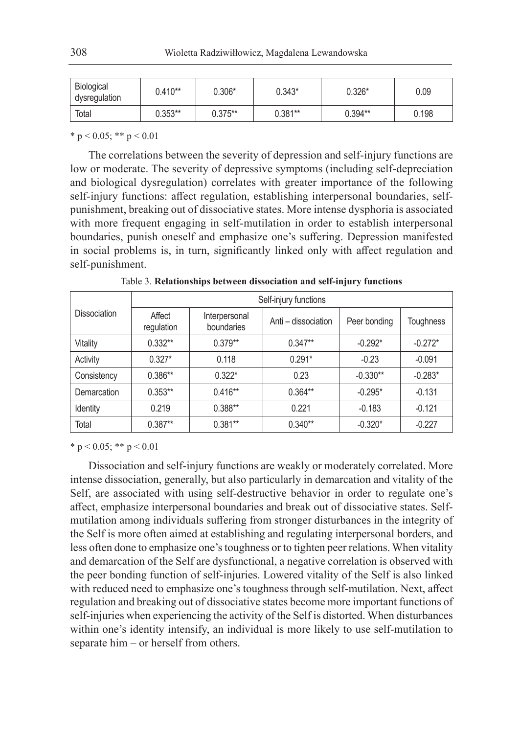| Biological dysregulation | 0.410** | 0.306* | 0.343* | 0.326* | 0.09 |
|---|---|---|---|---|---|
| Total | 0.353** | 0.375** | 0.381** | 0.394** | 0.198 |

* $p < 0.05$; ** $p < 0.01$

The correlations between the severity of depression and self-injury functions are low or moderate. The severity of depressive symptoms (including self-depreciation and biological dysregulation) correlates with greater importance of the following self-injury functions: affect regulation, establishing interpersonal boundaries, self-punishment, breaking out of dissociative states. More intense dysphoria is associated with more frequent engaging in self-mutilation in order to establish interpersonal boundaries, punish oneself and emphasize one's suffering. Depression manifested in social problems is, in turn, significantly linked only with affect regulation and self-punishment.

Table 3. **Relationships between dissociation and self-injury functions**

| Dissociation | Self-injury functions | | | | |
|---|---|---|---|---|---|
| | Affect regulation | Interpersonal boundaries | Anti – dissociation | Peer bonding | Toughness |
| Vitality | 0.332** | 0.379** | 0.347** | -0.292* | -0.272* |
| Activity | 0.327* | 0.118 | 0.291* | -0.23 | -0.091 |
| Consistency | 0.386** | 0.322* | 0.23 | -0.330** | -0.283* |
| Demarcation | 0.353** | 0.416** | 0.364** | -0.295* | -0.131 |
| Identity | 0.219 | 0.388** | 0.221 | -0.183 | -0.121 |
| Total | 0.387** | 0.381** | 0.340** | -0.320* | -0.227 |

* $p < 0.05$; ** $p < 0.01$

Dissociation and self-injury functions are weakly or moderately correlated. More intense dissociation, generally, but also particularly in demarcation and vitality of the Self, are associated with using self-destructive behavior in order to regulate one's affect, emphasize interpersonal boundaries and break out of dissociative states. Self-mutilation among individuals suffering from stronger disturbances in the integrity of the Self is more often aimed at establishing and regulating interpersonal borders, and less often done to emphasize one's toughness or to tighten peer relations. When vitality and demarcation of the Self are dysfunctional, a negative correlation is observed with the peer bonding function of self-injuries. Lowered vitality of the Self is also linked with reduced need to emphasize one's toughness through self-mutilation. Next, affect regulation and breaking out of dissociative states become more important functions of self-injuries when experiencing the activity of the Self is distorted. When disturbances within one's identity intensify, an individual is more likely to use self-mutilation to separate him – or herself from others.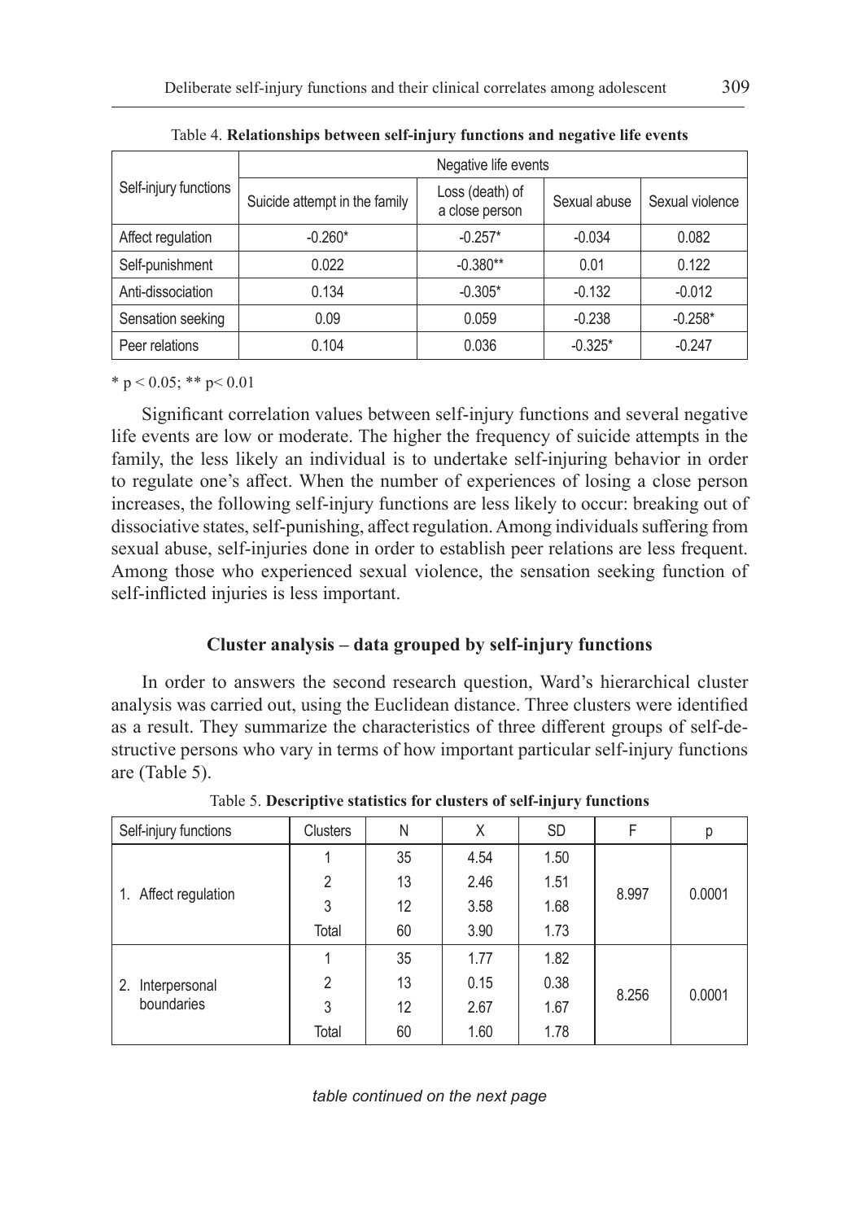Table 4. **Relationships between self-injury functions and negative life events**

| Self-injury functions | Negative life events | | | |
|---|---|---|---|---|
| | Suicide attempt in the family | Loss (death) of a close person | Sexual abuse | Sexual violence |
| Affect regulation | -0.260* | -0.257* | -0.034 | 0.082 |
| Self-punishment | 0.022 | -0.380** | 0.01 | 0.122 |
| Anti-dissociation | 0.134 | -0.305* | -0.132 | -0.012 |
| Sensation seeking | 0.09 | 0.059 | -0.238 | -0.258* |
| Peer relations | 0.104 | 0.036 | -0.325* | -0.247 |

* $p < 0.05$; ** $p < 0.01$

Significant correlation values between self-injury functions and several negative life events are low or moderate. The higher the frequency of suicide attempts in the family, the less likely an individual is to undertake self-injuring behavior in order to regulate one's affect. When the number of experiences of losing a close person increases, the following self-injury functions are less likely to occur: breaking out of dissociative states, self-punishing, affect regulation. Among individuals suffering from sexual abuse, self-injuries done in order to establish peer relations are less frequent. Among those who experienced sexual violence, the sensation seeking function of self-inflicted injuries is less important.

### Cluster analysis – data grouped by self-injury functions

In order to answers the second research question, Ward's hierarchical cluster analysis was carried out, using the Euclidean distance. Three clusters were identified as a result. They summarize the characteristics of three different groups of self-destructive persons who vary in terms of how important particular self-injury functions are (Table 5).

Table 5. **Descriptive statistics for clusters of self-injury functions**

| Self-injury functions | Clusters | N | X | SD | F | p |
|---|---|---|---|---|---|---|
| 1. Affect regulation | 1 | 35 | 4.54 | 1.50 | 8.997 | 0.0001 |
| | 2 | 13 | 2.46 | 1.51 | | |
| | 3 | 12 | 3.58 | 1.68 | | |
| | Total | 60 | 3.90 | 1.73 | | |
| 2. Interpersonal boundaries | 1 | 35 | 1.77 | 1.82 | 8.256 | 0.0001 |
| | 2 | 13 | 0.15 | 0.38 | | |
| | 3 | 12 | 2.67 | 1.67 | | |
| | Total | 60 | 1.60 | 1.78 | | |

*table continued on the next page*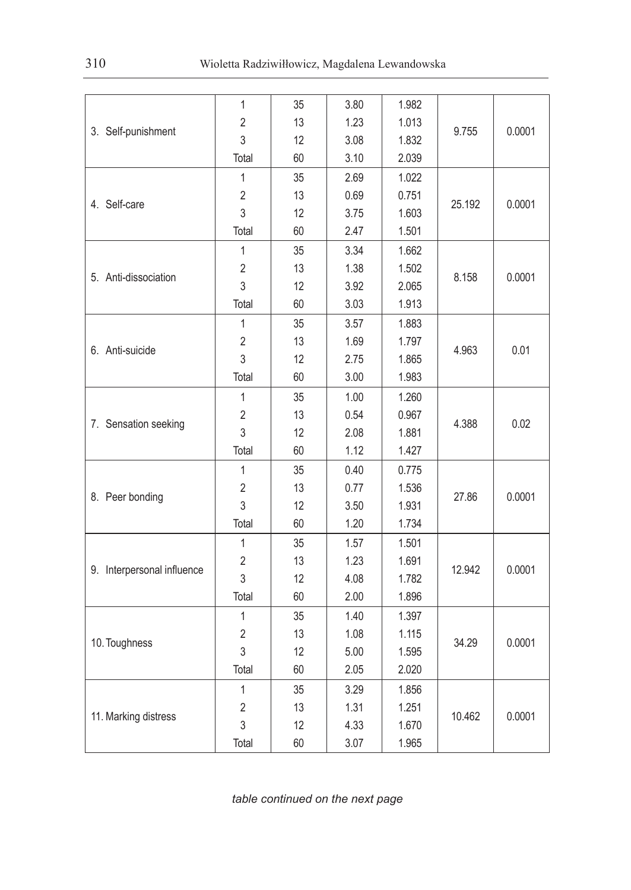| | | | | | | |
|---|---|---|---|---|---|---|
| 3. Self-punishment | 1 | 35 | 3.80 | 1.982 | 9.755 | 0.0001 |
| | 2 | 13 | 1.23 | 1.013 | | |
| | 3 | 12 | 3.08 | 1.832 | | |
| | Total | 60 | 3.10 | 2.039 | | |
| 4. Self-care | 1 | 35 | 2.69 | 1.022 | 25.192 | 0.0001 |
| | 2 | 13 | 0.69 | 0.751 | | |
| | 3 | 12 | 3.75 | 1.603 | | |
| | Total | 60 | 2.47 | 1.501 | | |
| 5. Anti-dissociation | 1 | 35 | 3.34 | 1.662 | 8.158 | 0.0001 |
| | 2 | 13 | 1.38 | 1.502 | | |
| | 3 | 12 | 3.92 | 2.065 | | |
| | Total | 60 | 3.03 | 1.913 | | |
| 6. Anti-suicide | 1 | 35 | 3.57 | 1.883 | 4.963 | 0.01 |
| | 2 | 13 | 1.69 | 1.797 | | |
| | 3 | 12 | 2.75 | 1.865 | | |
| | Total | 60 | 3.00 | 1.983 | | |
| 7. Sensation seeking | 1 | 35 | 1.00 | 1.260 | 4.388 | 0.02 |
| | 2 | 13 | 0.54 | 0.967 | | |
| | 3 | 12 | 2.08 | 1.881 | | |
| | Total | 60 | 1.12 | 1.427 | | |
| 8. Peer bonding | 1 | 35 | 0.40 | 0.775 | 27.86 | 0.0001 |
| | 2 | 13 | 0.77 | 1.536 | | |
| | 3 | 12 | 3.50 | 1.931 | | |
| | Total | 60 | 1.20 | 1.734 | | |
| 9. Interpersonal influence | 1 | 35 | 1.57 | 1.501 | 12.942 | 0.0001 |
| | 2 | 13 | 1.23 | 1.691 | | |
| | 3 | 12 | 4.08 | 1.782 | | |
| | Total | 60 | 2.00 | 1.896 | | |
| 10. Toughness | 1 | 35 | 1.40 | 1.397 | 34.29 | 0.0001 |
| | 2 | 13 | 1.08 | 1.115 | | |
| | 3 | 12 | 5.00 | 1.595 | | |
| | Total | 60 | 2.05 | 2.020 | | |
| 11. Marking distress | 1 | 35 | 3.29 | 1.856 | 10.462 | 0.0001 |
| | 2 | 13 | 1.31 | 1.251 | | |
| | 3 | 12 | 4.33 | 1.670 | | |
| | Total | 60 | 3.07 | 1.965 | | |

*table continued on the next page*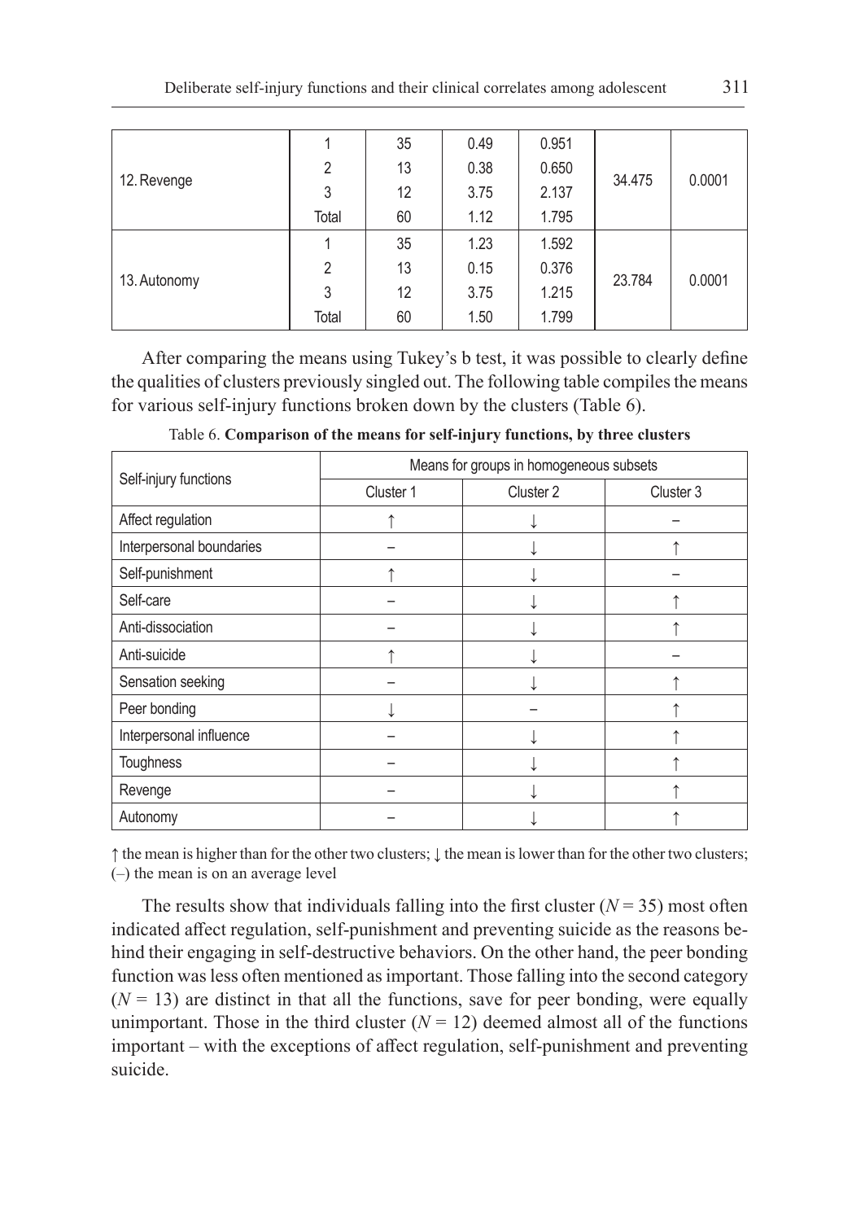| | | | | | | |
|---|---|---|---|---|---|---|
| 12. Revenge | 1 | 35 | 0.49 | 0.951 | 34.475 | 0.0001 |
| | 2 | 13 | 0.38 | 0.650 | | |
| | 3 | 12 | 3.75 | 2.137 | | |
| | Total | 60 | 1.12 | 1.795 | | |
| 13. Autonomy | 1 | 35 | 1.23 | 1.592 | 23.784 | 0.0001 |
| | 2 | 13 | 0.15 | 0.376 | | |
| | 3 | 12 | 3.75 | 1.215 | | |
| | Total | 60 | 1.50 | 1.799 | | |

After comparing the means using Tukey's b test, it was possible to clearly define the qualities of clusters previously singled out. The following table compiles the means for various self-injury functions broken down by the clusters (Table 6).

Table 6. **Comparison of the means for self-injury functions, by three clusters**

| Self-injury functions | Means for groups in homogeneous subsets | | |
|---|---|---|---|
| | Cluster 1 | Cluster 2 | Cluster 3 |
| Affect regulation | ↑ | ↓ | – |
| Interpersonal boundaries | – | ↓ | ↑ |
| Self-punishment | ↑ | ↓ | – |
| Self-care | – | ↓ | ↑ |
| Anti-dissociation | – | ↓ | ↑ |
| Anti-suicide | ↑ | ↓ | – |
| Sensation seeking | – | ↓ | ↑ |
| Peer bonding | ↓ | – | ↑ |
| Interpersonal influence | – | ↓ | ↑ |
| Toughness | – | ↓ | ↑ |
| Revenge | – | ↓ | ↑ |
| Autonomy | – | ↓ | ↑ |

↑ the mean is higher than for the other two clusters; ↓ the mean is lower than for the other two clusters; (–) the mean is on an average level

The results show that individuals falling into the first cluster ($N = 35$) most often indicated affect regulation, self-punishment and preventing suicide as the reasons behind their engaging in self-destructive behaviors. On the other hand, the peer bonding function was less often mentioned as important. Those falling into the second category ($N = 13$) are distinct in that all the functions, save for peer bonding, were equally unimportant. Those in the third cluster ($N = 12$) deemed almost all of the functions important – with the exceptions of affect regulation, self-punishment and preventing suicide.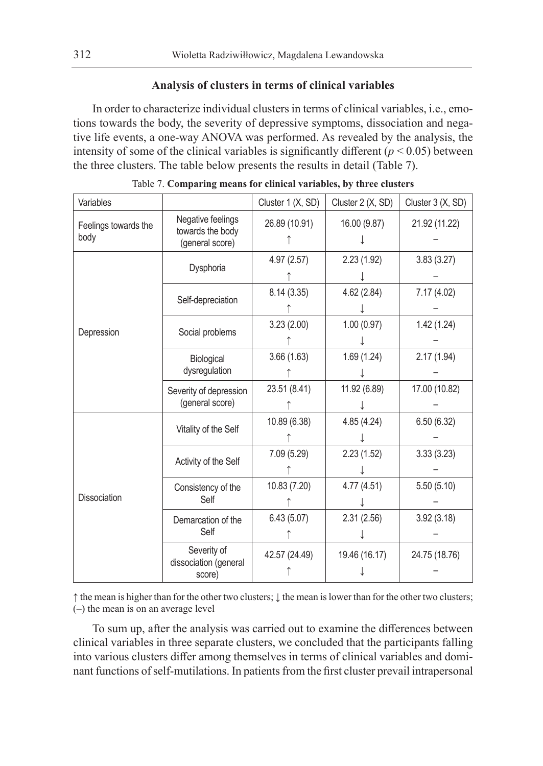## Analysis of clusters in terms of clinical variables

In order to characterize individual clusters in terms of clinical variables, i.e., emotions towards the body, the severity of depressive symptoms, dissociation and negative life events, a one-way ANOVA was performed. As revealed by the analysis, the intensity of some of the clinical variables is significantly different ($p < 0.05$) between the three clusters. The table below presents the results in detail (Table 7).

Table 7. **Comparing means for clinical variables, by three clusters**

| Variables | | Cluster 1 (X, SD) | Cluster 2 (X, SD) | Cluster 3 (X, SD) |
|---|---|---|---|---|
| Feelings towards the body | Negative feelings towards the body (general score) | 26.89 (10.91) ↑ | 16.00 (9.87) ↓ | 21.92 (11.22) – |
| Depression | Dysphoria | 4.97 (2.57) ↑ | 2.23 (1.92) ↓ | 3.83 (3.27) – |
| | Self-depreciation | 8.14 (3.35) ↑ | 4.62 (2.84) ↓ | 7.17 (4.02) – |
| | Social problems | 3.23 (2.00) ↑ | 1.00 (0.97) ↓ | 1.42 (1.24) – |
| | Biological dysregulation | 3.66 (1.63) ↑ | 1.69 (1.24) ↓ | 2.17 (1.94) – |
| | Severity of depression (general score) | 23.51 (8.41) ↑ | 11.92 (6.89) ↓ | 17.00 (10.82) – |
| Dissociation | Vitality of the Self | 10.89 (6.38) ↑ | 4.85 (4.24) ↓ | 6.50 (6.32) – |
| | Activity of the Self | 7.09 (5.29) ↑ | 2.23 (1.52) ↓ | 3.33 (3.23) – |
| | Consistency of the Self | 10.83 (7.20) ↑ | 4.77 (4.51) ↓ | 5.50 (5.10) – |
| | Demarcation of the Self | 6.43 (5.07) ↑ | 2.31 (2.56) ↓ | 3.92 (3.18) – |
| | Severity of dissociation (general score) | 42.57 (24.49) ↑ | 19.46 (16.17) ↓ | 24.75 (18.76) – |

↑ the mean is higher than for the other two clusters; ↓ the mean is lower than for the other two clusters; (–) the mean is on an average level

To sum up, after the analysis was carried out to examine the differences between clinical variables in three separate clusters, we concluded that the participants falling into various clusters differ among themselves in terms of clinical variables and dominant functions of self-mutilations. In patients from the first cluster prevail intrapersonal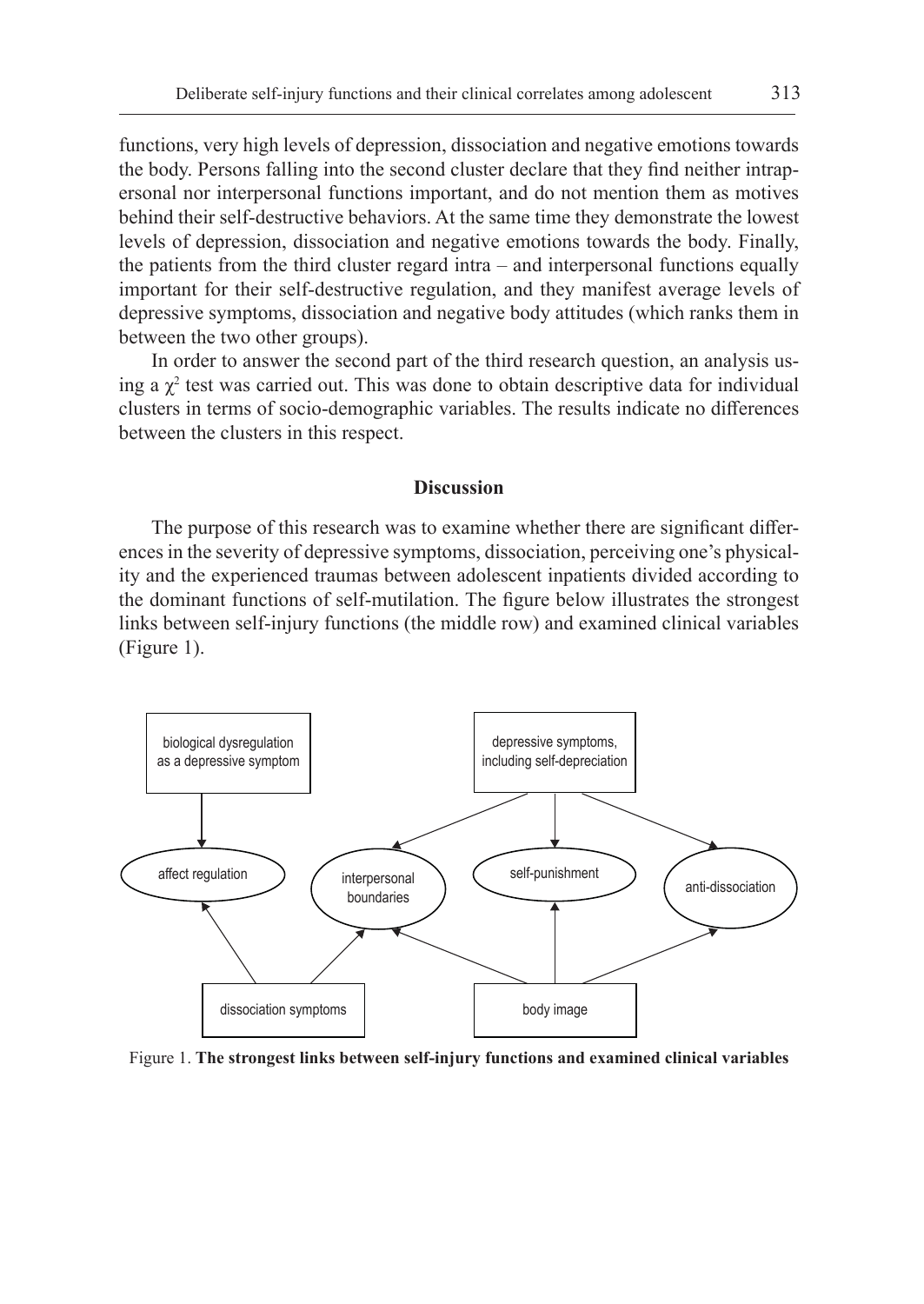functions, very high levels of depression, dissociation and negative emotions towards the body. Persons falling into the second cluster declare that they find neither intrapersonal nor interpersonal functions important, and do not mention them as motives behind their self-destructive behaviors. At the same time they demonstrate the lowest levels of depression, dissociation and negative emotions towards the body. Finally, the patients from the third cluster regard intra – and interpersonal functions equally important for their self-destructive regulation, and they manifest average levels of depressive symptoms, dissociation and negative body attitudes (which ranks them in between the two other groups).

In order to answer the second part of the third research question, an analysis using a $\chi^2$ test was carried out. This was done to obtain descriptive data for individual clusters in terms of socio-demographic variables. The results indicate no differences between the clusters in this respect.

## Discussion

The purpose of this research was to examine whether there are significant differences in the severity of depressive symptoms, dissociation, perceiving one's physicality and the experienced traumas between adolescent inpatients divided according to the dominant functions of self-mutilation. The figure below illustrates the strongest links between self-injury functions (the middle row) and examined clinical variables (Figure 1).

biological dysregulation as a depressive symptom

depressive symptoms, including self-depreciation

affect regulation

interpersonal boundaries

self-punishment

anti-dissociation

dissociation symptoms

body image

Figure 1. **The strongest links between self-injury functions and examined clinical variables**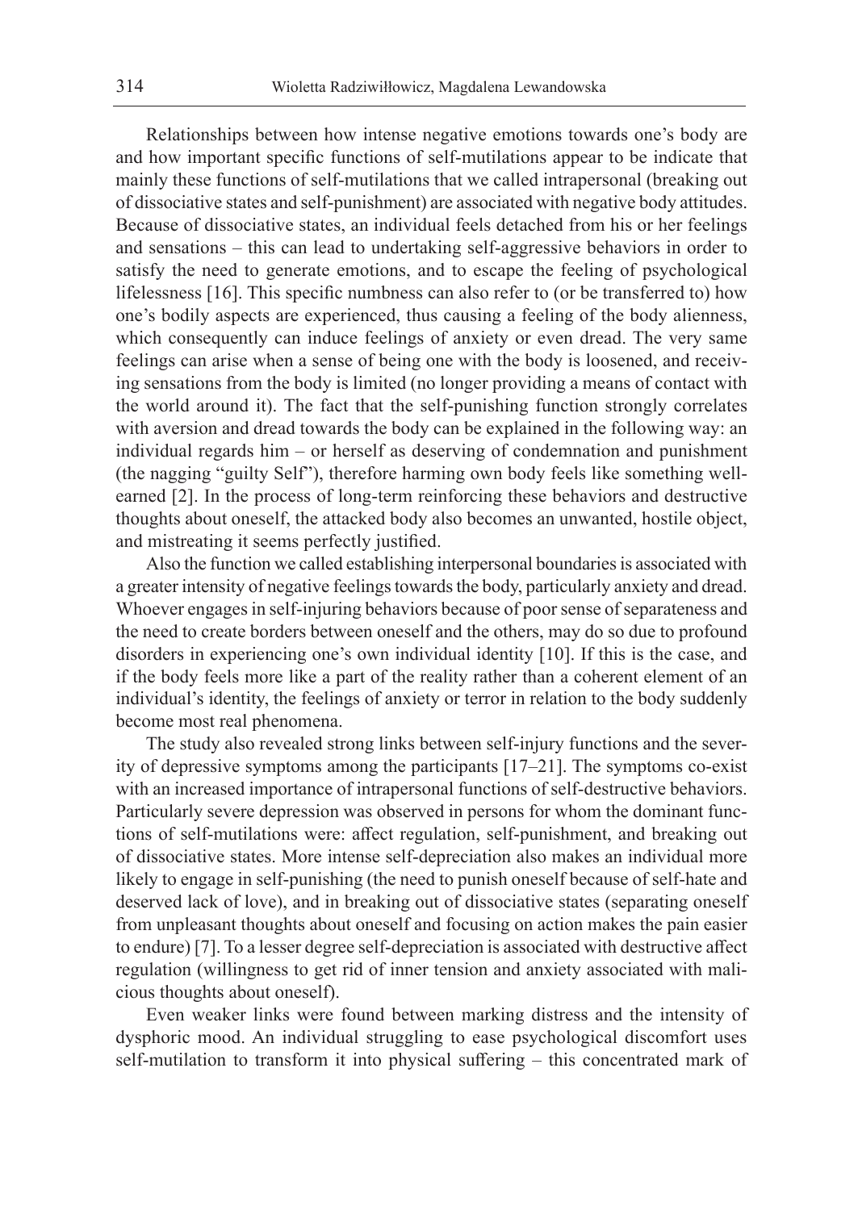Relationships between how intense negative emotions towards one's body are and how important specific functions of self-mutilations appear to be indicate that mainly these functions of self-mutilations that we called intrapersonal (breaking out of dissociative states and self-punishment) are associated with negative body attitudes. Because of dissociative states, an individual feels detached from his or her feelings and sensations – this can lead to undertaking self-aggressive behaviors in order to satisfy the need to generate emotions, and to escape the feeling of psychological lifelessness [16]. This specific numbness can also refer to (or be transferred to) how one's bodily aspects are experienced, thus causing a feeling of the body alienness, which consequently can induce feelings of anxiety or even dread. The very same feelings can arise when a sense of being one with the body is loosened, and receiving sensations from the body is limited (no longer providing a means of contact with the world around it). The fact that the self-punishing function strongly correlates with aversion and dread towards the body can be explained in the following way: an individual regards him – or herself as deserving of condemnation and punishment (the nagging "guilty Self"), therefore harming own body feels like something well-earned [2]. In the process of long-term reinforcing these behaviors and destructive thoughts about oneself, the attacked body also becomes an unwanted, hostile object, and mistreating it seems perfectly justified.

Also the function we called establishing interpersonal boundaries is associated with a greater intensity of negative feelings towards the body, particularly anxiety and dread. Whoever engages in self-injuring behaviors because of poor sense of separateness and the need to create borders between oneself and the others, may do so due to profound disorders in experiencing one's own individual identity [10]. If this is the case, and if the body feels more like a part of the reality rather than a coherent element of an individual's identity, the feelings of anxiety or terror in relation to the body suddenly become most real phenomena.

The study also revealed strong links between self-injury functions and the severity of depressive symptoms among the participants [17–21]. The symptoms co-exist with an increased importance of intrapersonal functions of self-destructive behaviors. Particularly severe depression was observed in persons for whom the dominant functions of self-mutilations were: affect regulation, self-punishment, and breaking out of dissociative states. More intense self-depreciation also makes an individual more likely to engage in self-punishing (the need to punish oneself because of self-hate and deserved lack of love), and in breaking out of dissociative states (separating oneself from unpleasant thoughts about oneself and focusing on action makes the pain easier to endure) [7]. To a lesser degree self-depreciation is associated with destructive affect regulation (willingness to get rid of inner tension and anxiety associated with malicious thoughts about oneself).

Even weaker links were found between marking distress and the intensity of dysphoric mood. An individual struggling to ease psychological discomfort uses self-mutilation to transform it into physical suffering – this concentrated mark of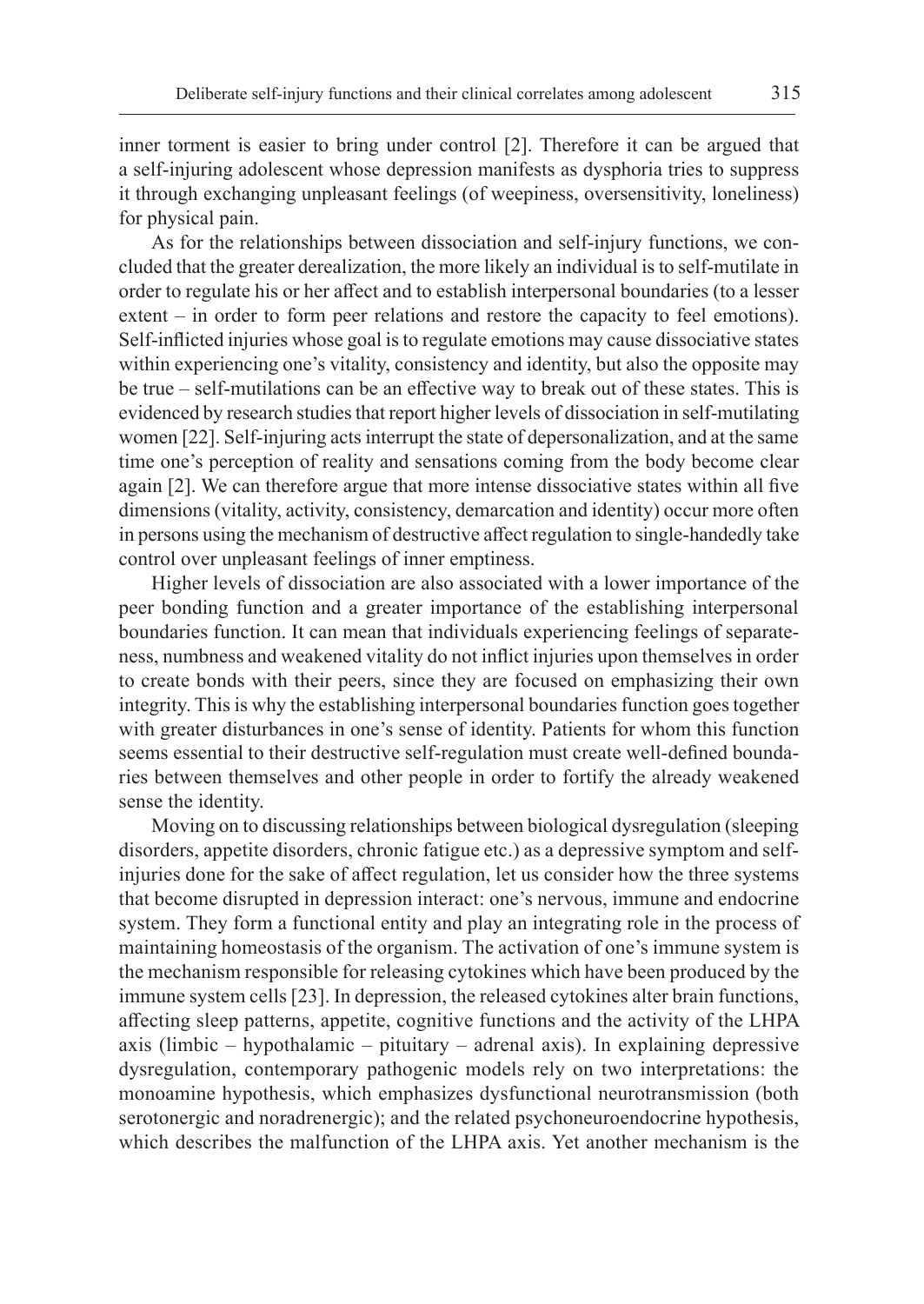inner torment is easier to bring under control [2]. Therefore it can be argued that a self-injuring adolescent whose depression manifests as dysphoria tries to suppress it through exchanging unpleasant feelings (of weepiness, oversensitivity, loneliness) for physical pain.

As for the relationships between dissociation and self-injury functions, we concluded that the greater derealization, the more likely an individual is to self-mutilate in order to regulate his or her affect and to establish interpersonal boundaries (to a lesser extent – in order to form peer relations and restore the capacity to feel emotions). Self-inflicted injuries whose goal is to regulate emotions may cause dissociative states within experiencing one's vitality, consistency and identity, but also the opposite may be true – self-mutilations can be an effective way to break out of these states. This is evidenced by research studies that report higher levels of dissociation in self-mutilating women [22]. Self-injuring acts interrupt the state of depersonalization, and at the same time one's perception of reality and sensations coming from the body become clear again [2]. We can therefore argue that more intense dissociative states within all five dimensions (vitality, activity, consistency, demarcation and identity) occur more often in persons using the mechanism of destructive affect regulation to single-handedly take control over unpleasant feelings of inner emptiness.

Higher levels of dissociation are also associated with a lower importance of the peer bonding function and a greater importance of the establishing interpersonal boundaries function. It can mean that individuals experiencing feelings of separateness, numbness and weakened vitality do not inflict injuries upon themselves in order to create bonds with their peers, since they are focused on emphasizing their own integrity. This is why the establishing interpersonal boundaries function goes together with greater disturbances in one's sense of identity. Patients for whom this function seems essential to their destructive self-regulation must create well-defined boundaries between themselves and other people in order to fortify the already weakened sense the identity.

Moving on to discussing relationships between biological dysregulation (sleeping disorders, appetite disorders, chronic fatigue etc.) as a depressive symptom and self-injuries done for the sake of affect regulation, let us consider how the three systems that become disrupted in depression interact: one's nervous, immune and endocrine system. They form a functional entity and play an integrating role in the process of maintaining homeostasis of the organism. The activation of one's immune system is the mechanism responsible for releasing cytokines which have been produced by the immune system cells [23]. In depression, the released cytokines alter brain functions, affecting sleep patterns, appetite, cognitive functions and the activity of the LHPA axis (limbic – hypothalamic – pituitary – adrenal axis). In explaining depressive dysregulation, contemporary pathogenic models rely on two interpretations: the monoamine hypothesis, which emphasizes dysfunctional neurotransmission (both serotonergic and noradrenergic); and the related psychoneuroendocrine hypothesis, which describes the malfunction of the LHPA axis. Yet another mechanism is the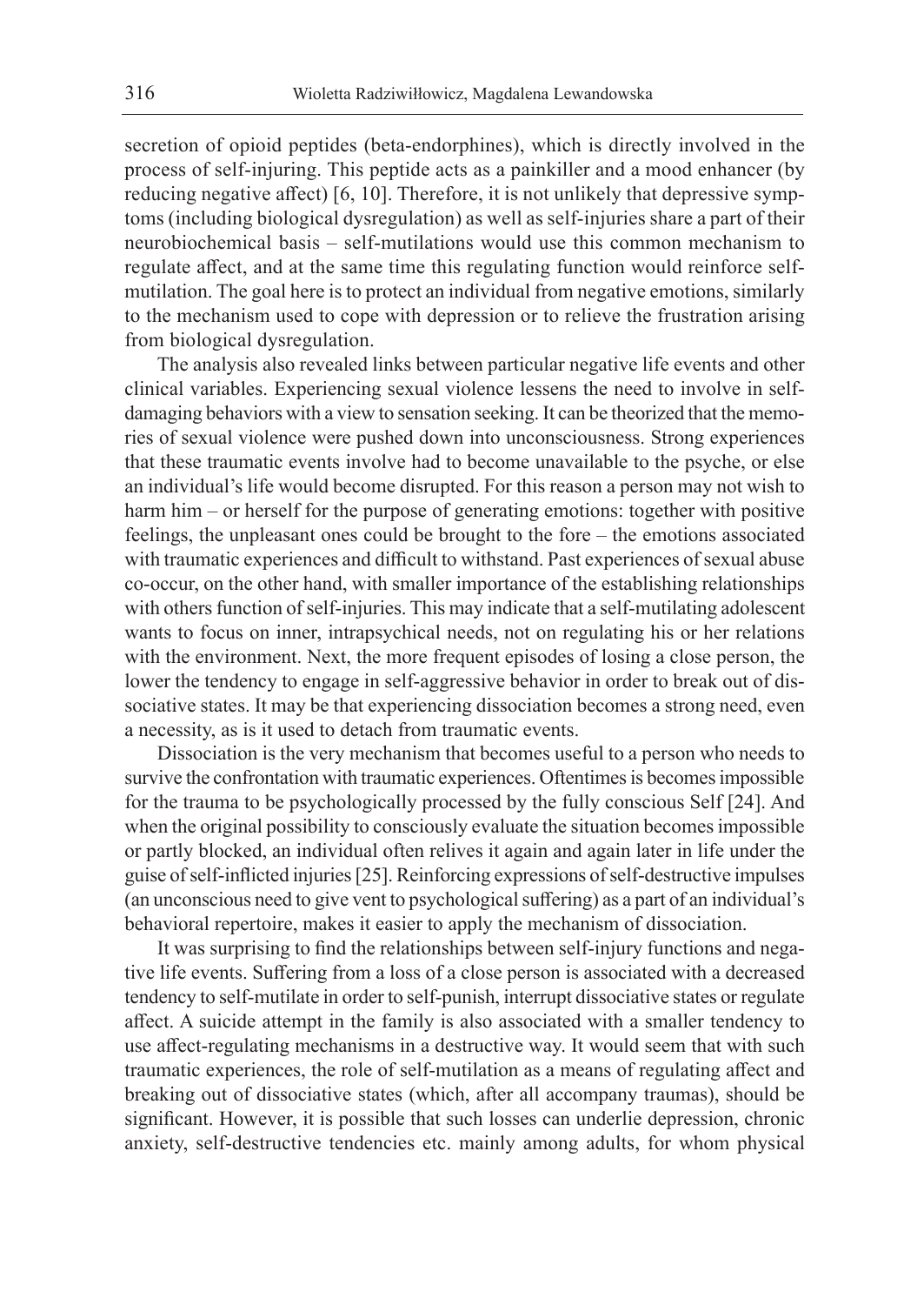secretion of opioid peptides (beta-endorphines), which is directly involved in the process of self-injuring. This peptide acts as a painkiller and a mood enhancer (by reducing negative affect) [6, 10]. Therefore, it is not unlikely that depressive symptoms (including biological dysregulation) as well as self-injuries share a part of their neurobiochemical basis – self-mutilations would use this common mechanism to regulate affect, and at the same time this regulating function would reinforce self-mutilation. The goal here is to protect an individual from negative emotions, similarly to the mechanism used to cope with depression or to relieve the frustration arising from biological dysregulation.

The analysis also revealed links between particular negative life events and other clinical variables. Experiencing sexual violence lessens the need to involve in self-damaging behaviors with a view to sensation seeking. It can be theorized that the memories of sexual violence were pushed down into unconsciousness. Strong experiences that these traumatic events involve had to become unavailable to the psyche, or else an individual's life would become disrupted. For this reason a person may not wish to harm him – or herself for the purpose of generating emotions: together with positive feelings, the unpleasant ones could be brought to the fore – the emotions associated with traumatic experiences and difficult to withstand. Past experiences of sexual abuse co-occur, on the other hand, with smaller importance of the establishing relationships with others function of self-injuries. This may indicate that a self-mutilating adolescent wants to focus on inner, intrapsychical needs, not on regulating his or her relations with the environment. Next, the more frequent episodes of losing a close person, the lower the tendency to engage in self-aggressive behavior in order to break out of dissociative states. It may be that experiencing dissociation becomes a strong need, even a necessity, as is it used to detach from traumatic events.

Dissociation is the very mechanism that becomes useful to a person who needs to survive the confrontation with traumatic experiences. Oftentimes is becomes impossible for the trauma to be psychologically processed by the fully conscious Self [24]. And when the original possibility to consciously evaluate the situation becomes impossible or partly blocked, an individual often relives it again and again later in life under the guise of self-inflicted injuries [25]. Reinforcing expressions of self-destructive impulses (an unconscious need to give vent to psychological suffering) as a part of an individual's behavioral repertoire, makes it easier to apply the mechanism of dissociation.

It was surprising to find the relationships between self-injury functions and negative life events. Suffering from a loss of a close person is associated with a decreased tendency to self-mutilate in order to self-punish, interrupt dissociative states or regulate affect. A suicide attempt in the family is also associated with a smaller tendency to use affect-regulating mechanisms in a destructive way. It would seem that with such traumatic experiences, the role of self-mutilation as a means of regulating affect and breaking out of dissociative states (which, after all accompany traumas), should be significant. However, it is possible that such losses can underlie depression, chronic anxiety, self-destructive tendencies etc. mainly among adults, for whom physical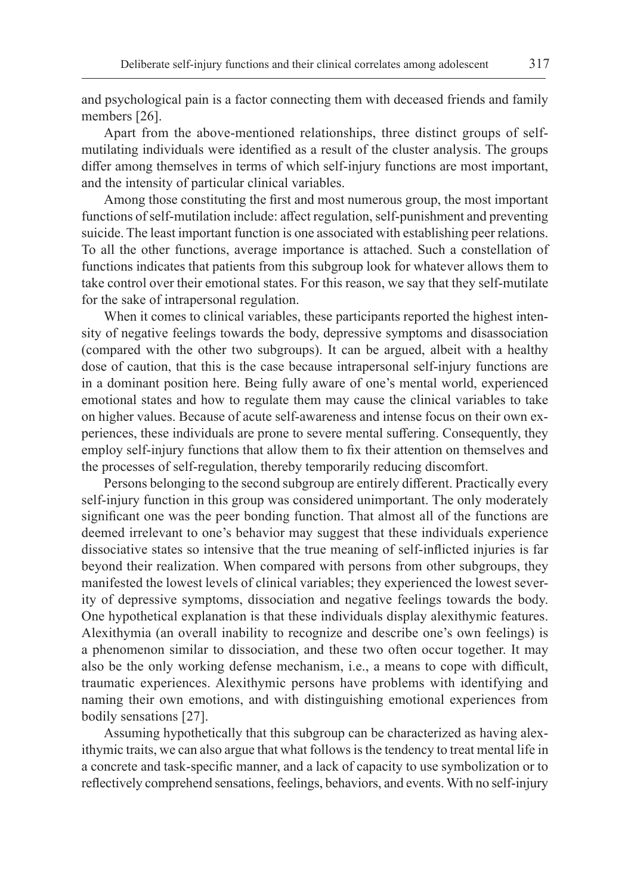and psychological pain is a factor connecting them with deceased friends and family members [26].

Apart from the above-mentioned relationships, three distinct groups of self-mutilating individuals were identified as a result of the cluster analysis. The groups differ among themselves in terms of which self-injury functions are most important, and the intensity of particular clinical variables.

Among those constituting the first and most numerous group, the most important functions of self-mutilation include: affect regulation, self-punishment and preventing suicide. The least important function is one associated with establishing peer relations. To all the other functions, average importance is attached. Such a constellation of functions indicates that patients from this subgroup look for whatever allows them to take control over their emotional states. For this reason, we say that they self-mutilate for the sake of intrapersonal regulation.

When it comes to clinical variables, these participants reported the highest intensity of negative feelings towards the body, depressive symptoms and disassociation (compared with the other two subgroups). It can be argued, albeit with a healthy dose of caution, that this is the case because intrapersonal self-injury functions are in a dominant position here. Being fully aware of one's mental world, experienced emotional states and how to regulate them may cause the clinical variables to take on higher values. Because of acute self-awareness and intense focus on their own experiences, these individuals are prone to severe mental suffering. Consequently, they employ self-injury functions that allow them to fix their attention on themselves and the processes of self-regulation, thereby temporarily reducing discomfort.

Persons belonging to the second subgroup are entirely different. Practically every self-injury function in this group was considered unimportant. The only moderately significant one was the peer bonding function. That almost all of the functions are deemed irrelevant to one's behavior may suggest that these individuals experience dissociative states so intensive that the true meaning of self-inflicted injuries is far beyond their realization. When compared with persons from other subgroups, they manifested the lowest levels of clinical variables; they experienced the lowest severity of depressive symptoms, dissociation and negative feelings towards the body. One hypothetical explanation is that these individuals display alexithymic features. Alexithymia (an overall inability to recognize and describe one's own feelings) is a phenomenon similar to dissociation, and these two often occur together. It may also be the only working defense mechanism, i.e., a means to cope with difficult, traumatic experiences. Alexithymic persons have problems with identifying and naming their own emotions, and with distinguishing emotional experiences from bodily sensations [27].

Assuming hypothetically that this subgroup can be characterized as having alexithymic traits, we can also argue that what follows is the tendency to treat mental life in a concrete and task-specific manner, and a lack of capacity to use symbolization or to reflectively comprehend sensations, feelings, behaviors, and events. With no self-injury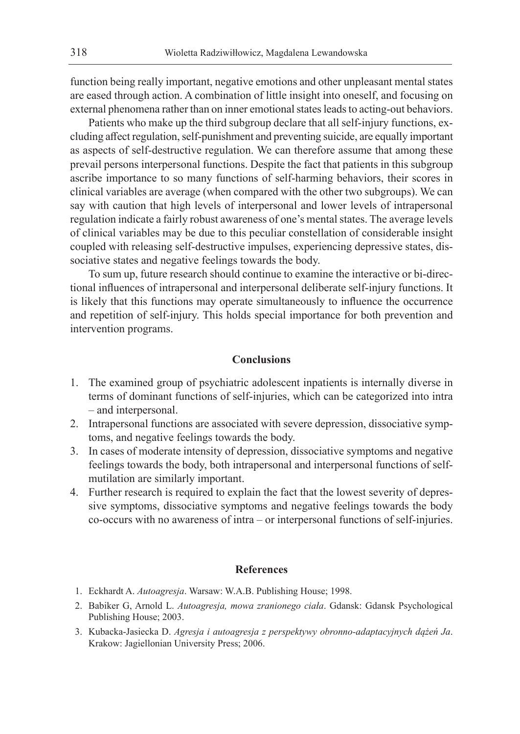function being really important, negative emotions and other unpleasant mental states are eased through action. A combination of little insight into oneself, and focusing on external phenomena rather than on inner emotional states leads to acting-out behaviors.

Patients who make up the third subgroup declare that all self-injury functions, excluding affect regulation, self-punishment and preventing suicide, are equally important as aspects of self-destructive regulation. We can therefore assume that among these prevail persons interpersonal functions. Despite the fact that patients in this subgroup ascribe importance to so many functions of self-harming behaviors, their scores in clinical variables are average (when compared with the other two subgroups). We can say with caution that high levels of interpersonal and lower levels of intrapersonal regulation indicate a fairly robust awareness of one's mental states. The average levels of clinical variables may be due to this peculiar constellation of considerable insight coupled with releasing self-destructive impulses, experiencing depressive states, dissociative states and negative feelings towards the body.

To sum up, future research should continue to examine the interactive or bi-directional influences of intrapersonal and interpersonal deliberate self-injury functions. It is likely that this functions may operate simultaneously to influence the occurrence and repetition of self-injury. This holds special importance for both prevention and intervention programs.

## Conclusions

1. The examined group of psychiatric adolescent inpatients is internally diverse in terms of dominant functions of self-injuries, which can be categorized into intra – and interpersonal.
2. Intrapersonal functions are associated with severe depression, dissociative symptoms, and negative feelings towards the body.
3. In cases of moderate intensity of depression, dissociative symptoms and negative feelings towards the body, both intrapersonal and interpersonal functions of self-mutilation are similarly important.
4. Further research is required to explain the fact that the lowest severity of depressive symptoms, dissociative symptoms and negative feelings towards the body co-occurs with no awareness of intra – or interpersonal functions of self-injuries.

## References

1. Eckhardt A. *Autoagresja*. Warsaw: W.A.B. Publishing House; 1998.
2. Babiker G, Arnold L. *Autoagresja, mowa zranionego ciała*. Gdansk: Gdansk Psychological Publishing House; 2003.
3. Kubacka-Jasiecka D. *Agresja i autoagresja z perspektywy obronno-adaptacyjnych dążeń Ja*. Krakow: Jagiellonian University Press; 2006.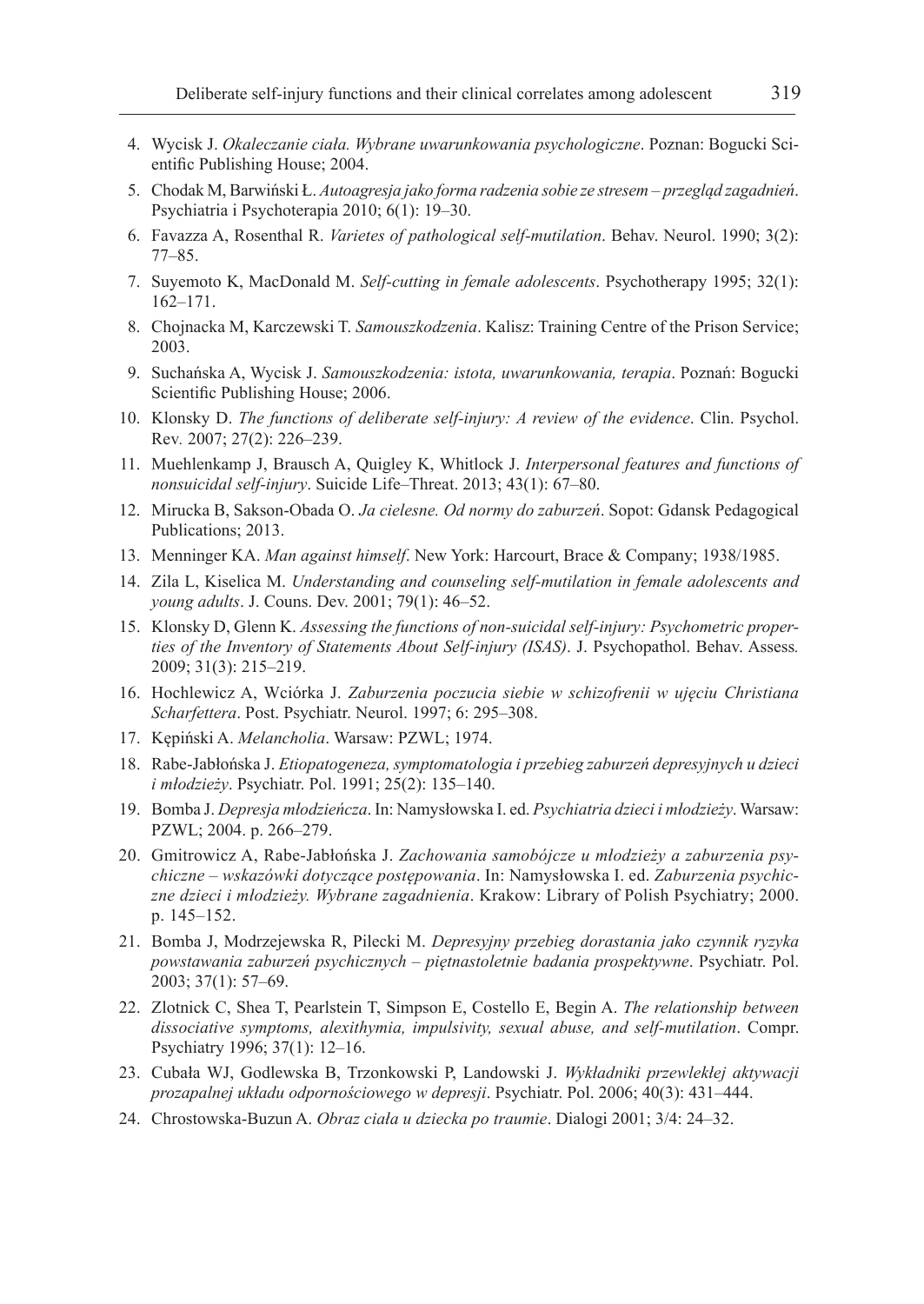4. Wycisk J. *Okaleczanie ciała. Wybrane uwarunkowania psychologiczne*. Poznan: Bogucki Scientific Publishing House; 2004.
5. Chodak M, Barwiński Ł. *Autoagresja jako forma radzenia sobie ze stresem – przegląd zagadnień*. Psychiatria i Psychoterapia 2010; 6(1): 19–30.
6. Favazza A, Rosenthal R. *Varietes of pathological self-mutilation*. Behav. Neurol. 1990; 3(2): 77–85.
7. Suyemoto K, MacDonald M. *Self-cutting in female adolescents*. Psychotherapy 1995; 32(1): 162–171.
8. Chojnacka M, Karczewski T. *Samouszkodzenia*. Kalisz: Training Centre of the Prison Service; 2003.
9. Suchańska A, Wycisk J. *Samouszkodzenia: istota, uwarunkowania, terapia*. Poznań: Bogucki Scientific Publishing House; 2006.
10. Klonsky D. *The functions of deliberate self-injury: A review of the evidence*. Clin. Psychol. Rev. 2007; 27(2): 226–239.
11. Muehlenkamp J, Brausch A, Quigley K, Whitlock J. *Interpersonal features and functions of nonsuicidal self-injury*. Suicide Life–Threat. 2013; 43(1): 67–80.
12. Mirucka B, Sakson-Obada O. *Ja cielesne. Od normy do zaburzeń*. Sopot: Gdansk Pedagogical Publications; 2013.
13. Menninger KA. *Man against himself*. New York: Harcourt, Brace & Company; 1938/1985.
14. Zila L, Kiselica M. *Understanding and counseling self-mutilation in female adolescents and young adults*. J. Couns. Dev. 2001; 79(1): 46–52.
15. Klonsky D, Glenn K. *Assessing the functions of non-suicidal self-injury: Psychometric properties of the Inventory of Statements About Self-injury (ISAS)*. J. Psychopathol. Behav. Assess*.* 2009; 31(3): 215–219.
16. Hochlewicz A, Wciórka J. *Zaburzenia poczucia siebie w schizofrenii w ujęciu Christiana Scharfettera*. Post. Psychiatr. Neurol. 1997; 6: 295–308.
17. Kępiński A. *Melancholia*. Warsaw: PZWL; 1974.
18. Rabe-Jabłońska J. *Etiopatogeneza, symptomatologia i przebieg zaburzeń depresyjnych u dzieci i młodzieży*. Psychiatr. Pol. 1991; 25(2): 135–140.
19. Bomba J. *Depresja młodzieńcza*. In: Namysłowska I. ed. *Psychiatria dzieci i młodzieży*. Warsaw: PZWL; 2004. p. 266–279.
20. Gmitrowicz A, Rabe-Jabłońska J. *Zachowania samobójcze u młodzieży a zaburzenia psychiczne – wskazówki dotyczące postępowania*. In: Namysłowska I. ed. *Zaburzenia psychiczne dzieci i młodzieży. Wybrane zagadnienia*. Krakow: Library of Polish Psychiatry; 2000. p. 145–152.
21. Bomba J, Modrzejewska R, Pilecki M. *Depresyjny przebieg dorastania jako czynnik ryzyka powstawania zaburzeń psychicznych – piętnastoletnie badania prospektywne*. Psychiatr. Pol. 2003; 37(1): 57–69.
22. Zlotnick C, Shea T, Pearlstein T, Simpson E, Costello E, Begin A. *The relationship between dissociative symptoms, alexithymia, impulsivity, sexual abuse, and self-mutilation*. Compr. Psychiatry 1996; 37(1): 12–16.
23. Cubała WJ, Godlewska B, Trzonkowski P, Landowski J. *Wykładniki przewlekłej aktywacji prozapalnej układu odpornościowego w depresji*. Psychiatr. Pol. 2006; 40(3): 431–444.
24. Chrostowska-Buzun A. *Obraz ciała u dziecka po traumie*. Dialogi 2001; 3/4: 24–32.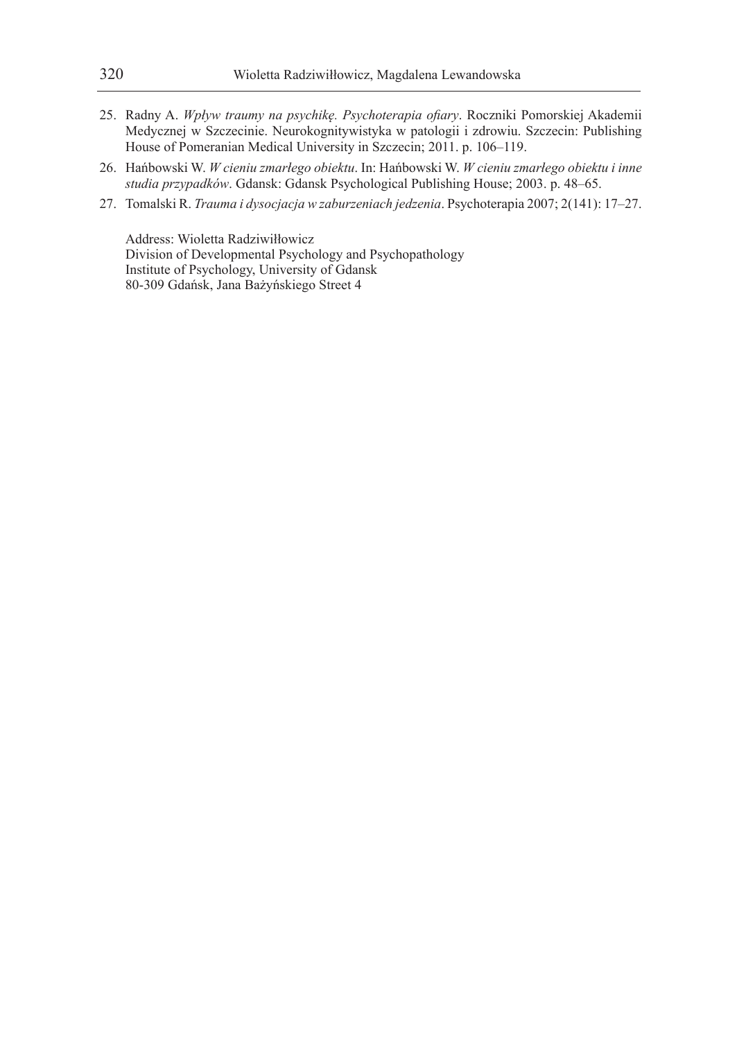25. Radny A. *Wpływ traumy na psychikę. Psychoterapia ofiary*. Roczniki Pomorskiej Akademii Medycznej w Szczecinie. Neurokognitywistyka w patologii i zdrowiu. Szczecin: Publishing House of Pomeranian Medical University in Szczecin; 2011. p. 106–119.
26. Hańbowski W. *W cieniu zmarłego obiektu*. In: Hańbowski W. *W cieniu zmarłego obiektu i inne studia przypadków*. Gdansk: Gdansk Psychological Publishing House; 2003. p. 48–65.
27. Tomalski R. *Trauma i dysocjacja w zaburzeniach jedzenia*. Psychoterapia 2007; 2(141): 17–27.

Address: Wioletta Radziwiłłowicz  
Division of Developmental Psychology and Psychopathology  
Institute of Psychology, University of Gdansk  
80-309 Gdańsk, Jana Bażyńskiego Street 4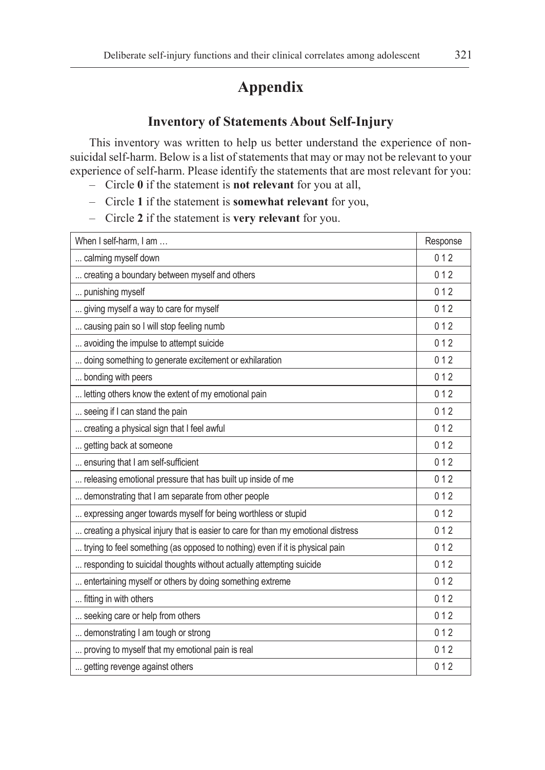# Appendix

## Inventory of Statements About Self-Injury

This inventory was written to help us better understand the experience of non-suicidal self-harm. Below is a list of statements that may or may not be relevant to your experience of self-harm. Please identify the statements that are most relevant for you:

- Circle **0** if the statement is **not relevant** for you at all,
- Circle **1** if the statement is **somewhat relevant** for you,
- Circle **2** if the statement is **very relevant** for you.

| When I self-harm, I am … | Response |
|---|---|
| ... calming myself down | 0 1 2 |
| ... creating a boundary between myself and others | 0 1 2 |
| ... punishing myself | 0 1 2 |
| ... giving myself a way to care for myself | 0 1 2 |
| ... causing pain so I will stop feeling numb | 0 1 2 |
| ... avoiding the impulse to attempt suicide | 0 1 2 |
| ... doing something to generate excitement or exhilaration | 0 1 2 |
| ... bonding with peers | 0 1 2 |
| ... letting others know the extent of my emotional pain | 0 1 2 |
| ... seeing if I can stand the pain | 0 1 2 |
| ... creating a physical sign that I feel awful | 0 1 2 |
| ... getting back at someone | 0 1 2 |
| ... ensuring that I am self-sufficient | 0 1 2 |
| ... releasing emotional pressure that has built up inside of me | 0 1 2 |
| ... demonstrating that I am separate from other people | 0 1 2 |
| ... expressing anger towards myself for being worthless or stupid | 0 1 2 |
| ... creating a physical injury that is easier to care for than my emotional distress | 0 1 2 |
| ... trying to feel something (as opposed to nothing) even if it is physical pain | 0 1 2 |
| ... responding to suicidal thoughts without actually attempting suicide | 0 1 2 |
| ... entertaining myself or others by doing something extreme | 0 1 2 |
| ... fitting in with others | 0 1 2 |
| ... seeking care or help from others | 0 1 2 |
| ... demonstrating I am tough or strong | 0 1 2 |
| ... proving to myself that my emotional pain is real | 0 1 2 |
| ... getting revenge against others | 0 1 2 |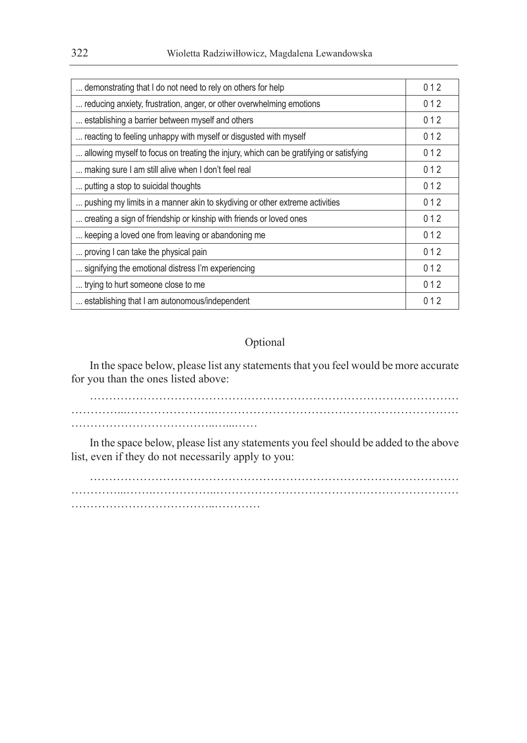| | |
|---|---|
| ... demonstrating that I do not need to rely on others for help | 0 1 2 |
| ... reducing anxiety, frustration, anger, or other overwhelming emotions | 0 1 2 |
| ... establishing a barrier between myself and others | 0 1 2 |
| ... reacting to feeling unhappy with myself or disgusted with myself | 0 1 2 |
| ... allowing myself to focus on treating the injury, which can be gratifying or satisfying | 0 1 2 |
| ... making sure I am still alive when I don't feel real | 0 1 2 |
| ... putting a stop to suicidal thoughts | 0 1 2 |
| ... pushing my limits in a manner akin to skydiving or other extreme activities | 0 1 2 |
| ... creating a sign of friendship or kinship with friends or loved ones | 0 1 2 |
| ... keeping a loved one from leaving or abandoning me | 0 1 2 |
| ... proving I can take the physical pain | 0 1 2 |
| ... signifying the emotional distress I'm experiencing | 0 1 2 |
| ... trying to hurt someone close to me | 0 1 2 |
| ... establishing that I am autonomous/independent | 0 1 2 |

Optional

In the space below, please list any statements that you feel would be more accurate for you than the ones listed above:

……………………………………………………………………………………
……………………………………………………………………………………
……………………………………………

In the space below, please list any statements you feel should be added to the above list, even if they do not necessarily apply to you:

……………………………………………………………………………………
……………………………………………………………………………………
……………………………………………